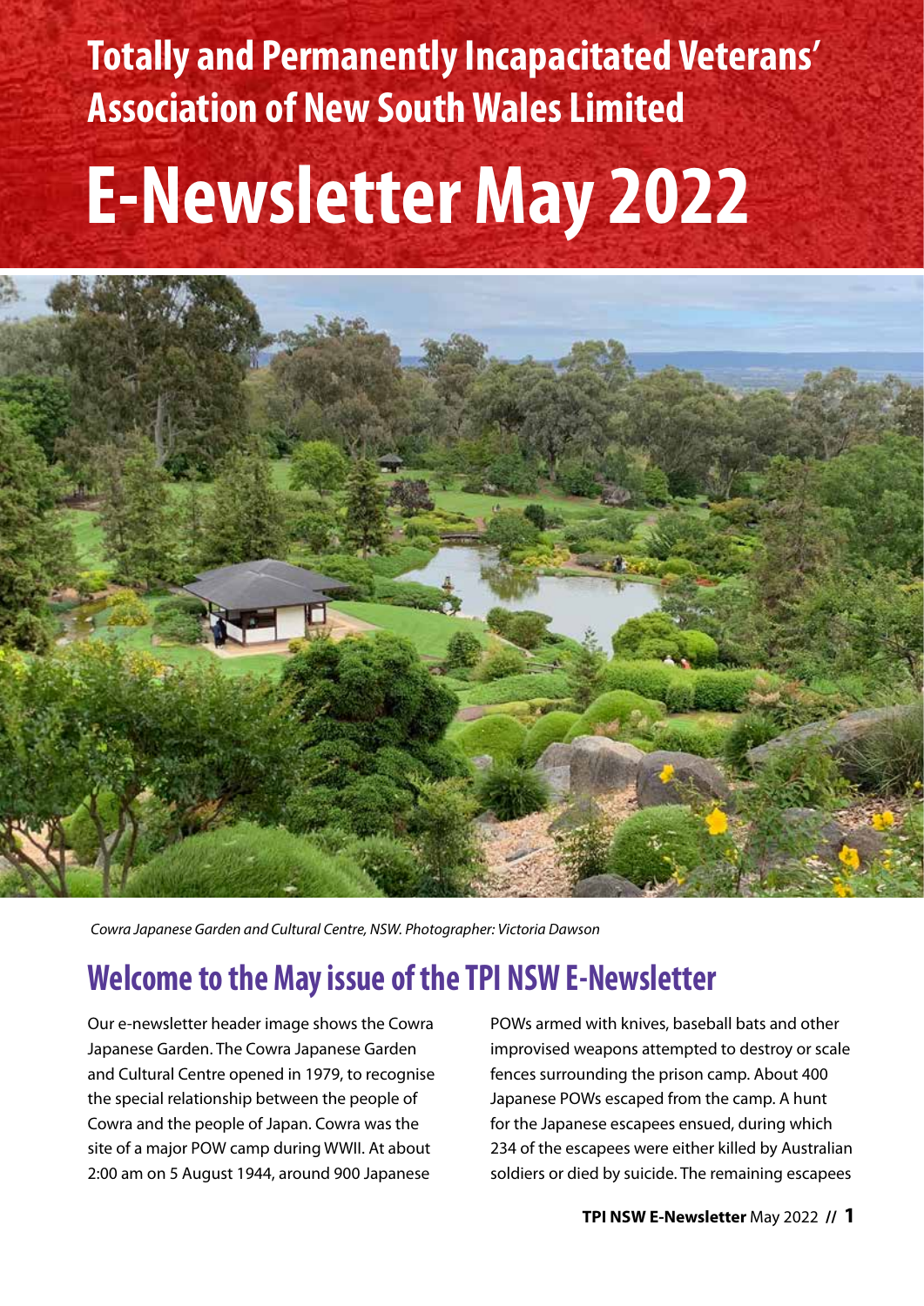# Totally and Permanently Incapacitated Veterans' Association of New South Wales Limited

# E-Newsletter May 2022

*Cowra Japanese Garden and Cultural Centre, NSW. Photographer: Victoria Dawson*

## Welcome to the May issue of the TPI NSW E-Newsletter

Our e-newsletter header image shows the Cowra Japanese Garden. The Cowra Japanese Garden and Cultural Centre opened in 1979, to recognise the special relationship between the people of Cowra and the people of Japan. Cowra was the site of a major POW camp during WWII. At about 2:00 am on 5 August 1944, around 900 Japanese POWs armed with knives, baseball bats and other improvised weapons attempted to destroy or scale fences surrounding the prison camp. About 400 Japanese POWs escaped from the camp. A hunt for the Japanese escapees ensued, during which 234 of the escapees were either killed by Australian soldiers or died by suicide. The remaining escapees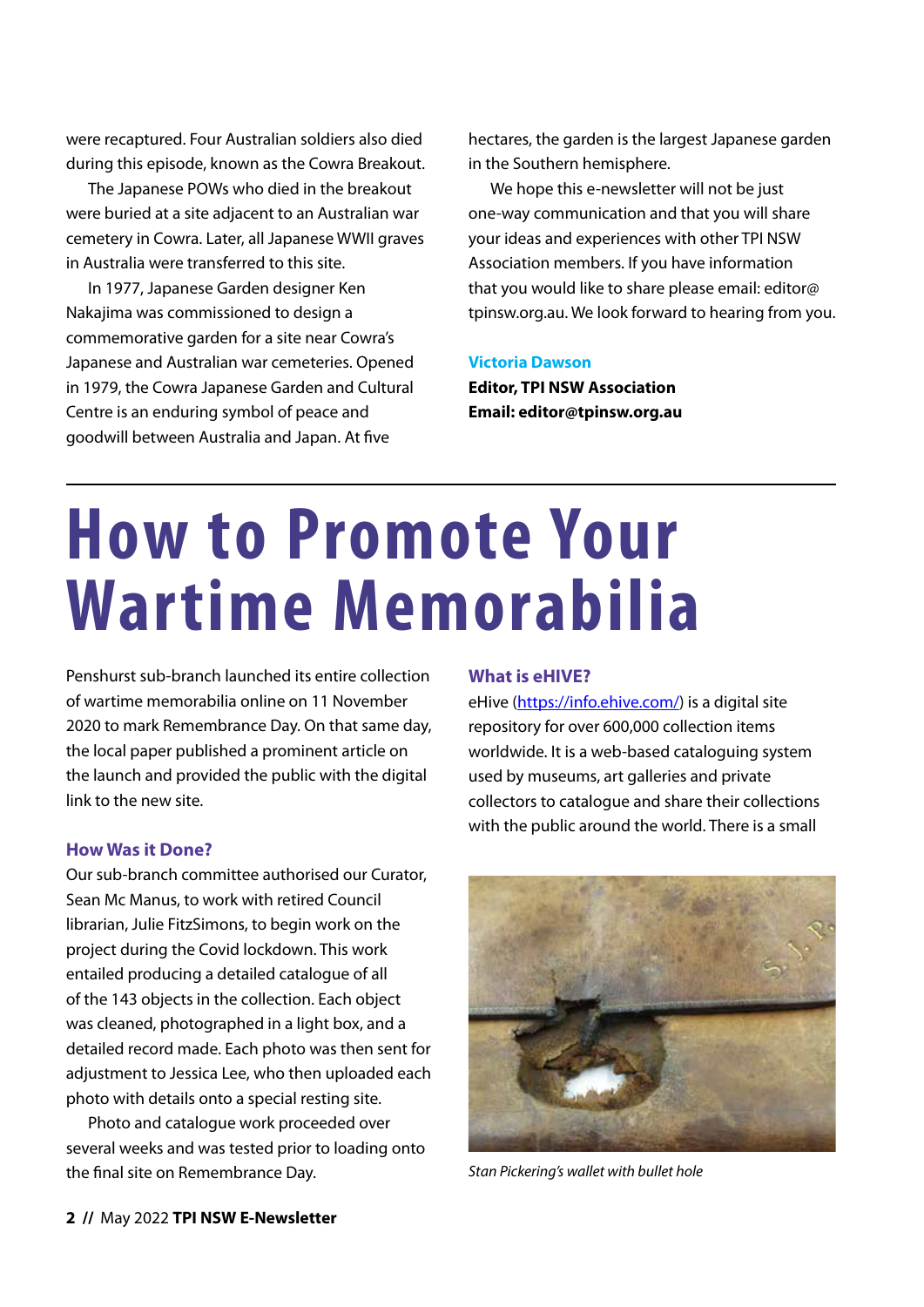were recaptured. Four Australian soldiers also died during this episode, known as the Cowra Breakout.

The Japanese POWs who died in the breakout were buried at a site adjacent to an Australian war cemetery in Cowra. Later, all Japanese WWII graves in Australia were transferred to this site.

In 1977, Japanese Garden designer Ken Nakajima was commissioned to design a commemorative garden for a site near Cowra's Japanese and Australian war cemeteries. Opened in 1979, the Cowra Japanese Garden and Cultural Centre is an enduring symbol of peace and goodwill between Australia and Japan. At five hectares, the garden is the largest Japanese garden in the Southern hemisphere.

We hope this e-newsletter will not be just one-way communication and that you will share your ideas and experiences with other TPI NSW Association members. If you have information that you would like to share please email: editor@tpinsw.org.au. We look forward to hearing from you.

**Victoria Dawson**
**Editor, TPI NSW Association**
**Email: editor@tpinsw.org.au**

# How to Promote Your Wartime Memorabilia

Penshurst sub-branch launched its entire collection of wartime memorabilia online on 11 November 2020 to mark Remembrance Day. On that same day, the local paper published a prominent article on the launch and provided the public with the digital link to the new site.

### How Was it Done?

Our sub-branch committee authorised our Curator, Sean Mc Manus, to work with retired Council librarian, Julie FitzSimons, to begin work on the project during the Covid lockdown. This work entailed producing a detailed catalogue of all of the 143 objects in the collection. Each object was cleaned, photographed in a light box, and a detailed record made. Each photo was then sent for adjustment to Jessica Lee, who then uploaded each photo with details onto a special resting site.

Photo and catalogue work proceeded over several weeks and was tested prior to loading onto the final site on Remembrance Day.

### What is eHIVE?

eHive (https://info.ehive.com/) is a digital site repository for over 600,000 collection items worldwide. It is a web-based cataloguing system used by museums, art galleries and private collectors to catalogue and share their collections with the public around the world. There is a small

*Stan Pickering's wallet with bullet hole*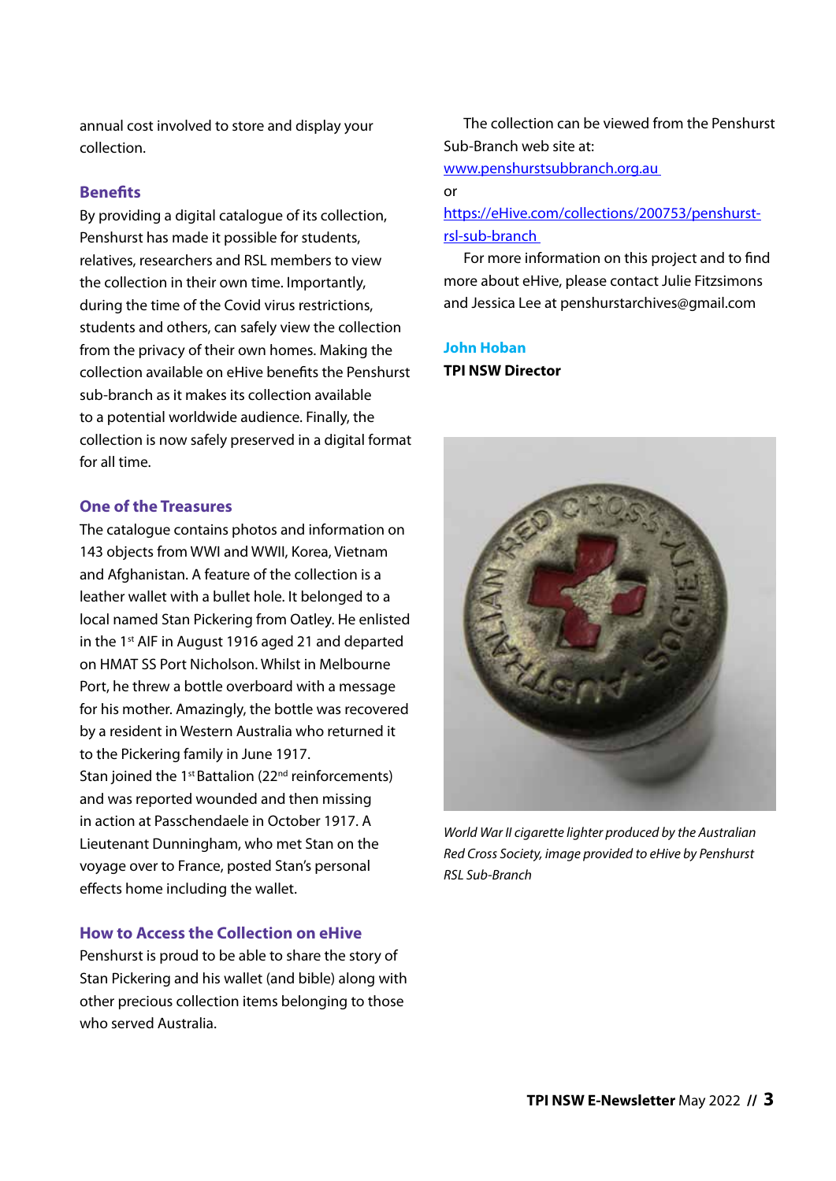annual cost involved to store and display your collection.

### Benefits

By providing a digital catalogue of its collection, Penshurst has made it possible for students, relatives, researchers and RSL members to view the collection in their own time. Importantly, during the time of the Covid virus restrictions, students and others, can safely view the collection from the privacy of their own homes. Making the collection available on eHive benefits the Penshurst sub-branch as it makes its collection available to a potential worldwide audience. Finally, the collection is now safely preserved in a digital format for all time.

### One of the Treasures

The catalogue contains photos and information on 143 objects from WWI and WWII, Korea, Vietnam and Afghanistan. A feature of the collection is a leather wallet with a bullet hole. It belonged to a local named Stan Pickering from Oatley. He enlisted in the 1st AIF in August 1916 aged 21 and departed on HMAT SS Port Nicholson. Whilst in Melbourne Port, he threw a bottle overboard with a message for his mother. Amazingly, the bottle was recovered by a resident in Western Australia who returned it to the Pickering family in June 1917.
Stan joined the 1st Battalion (22nd reinforcements) and was reported wounded and then missing in action at Passchendaele in October 1917. A Lieutenant Dunningham, who met Stan on the voyage over to France, posted Stan's personal effects home including the wallet.

### How to Access the Collection on eHive

Penshurst is proud to be able to share the story of Stan Pickering and his wallet (and bible) along with other precious collection items belonging to those who served Australia.

The collection can be viewed from the Penshurst Sub-Branch web site at:
[www.penshurstsubbranch.org.au](www.penshurstsubbranch.org.au)
or
[https://eHive.com/collections/200753/penshurst-rsl-sub-branch](https://eHive.com/collections/200753/penshurst-rsl-sub-branch)

For more information on this project and to find more about eHive, please contact Julie Fitzsimons and Jessica Lee at penshurstarchives@gmail.com

**John Hoban**
**TPI NSW Director**

*World War II cigarette lighter produced by the Australian Red Cross Society, image provided to eHive by Penshurst RSL Sub-Branch*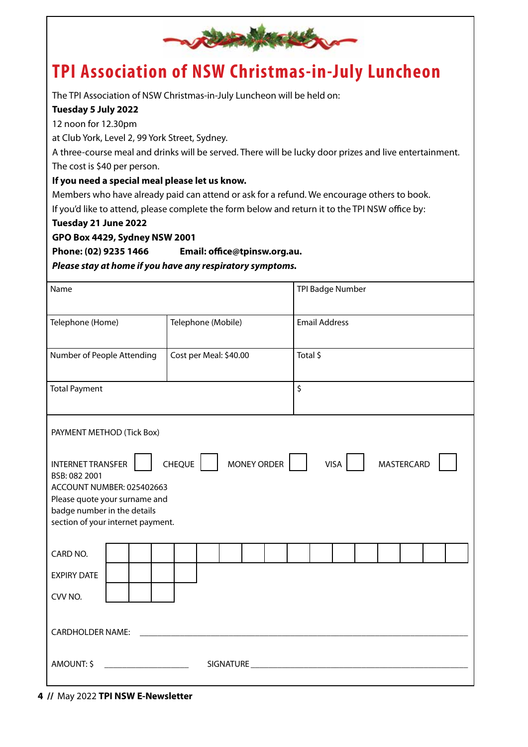# TPI Association of NSW Christmas-in-July Luncheon

The TPI Association of NSW Christmas-in-July Luncheon will be held on:

**Tuesday 5 July 2022**

12 noon for 12.30pm

at Club York, Level 2, 99 York Street, Sydney.

A three-course meal and drinks will be served. There will be lucky door prizes and live entertainment.

The cost is $40 per person.

**If you need a special meal please let us know.**

Members who have already paid can attend or ask for a refund. We encourage others to book.

If you'd like to attend, please complete the form below and return it to the TPI NSW office by:

**Tuesday 21 June 2022**

**GPO Box 4429, Sydney NSW 2001**

**Phone: (02) 9235 1466 Email: office@tpinsw.org.au.**

***Please stay at home if you have any respiratory symptoms.***

| Name | | TPI Badge Number |
|---|---|---|
| Telephone (Home) | Telephone (Mobile) | Email Address |
| Number of People Attending | Cost per Meal: $40.00 | Total $ |
| Total Payment | | $ |

PAYMENT METHOD (Tick Box)

INTERNET TRANSFER ☐ CHEQUE ☐ MONEY ORDER ☐ VISA ☐ MASTERCARD ☐

BSB: 082 2001

ACCOUNT NUMBER: 025402663

Please quote your surname and badge number in the details section of your internet payment.

CARD NO. ☐☐☐☐☐☐☐☐☐☐☐☐☐☐☐☐

EXPIRY DATE ☐☐☐☐

CVV NO. ☐☐☐

CARDHOLDER NAME: ____________________

AMOUNT: $ ____________ SIGNATURE ____________________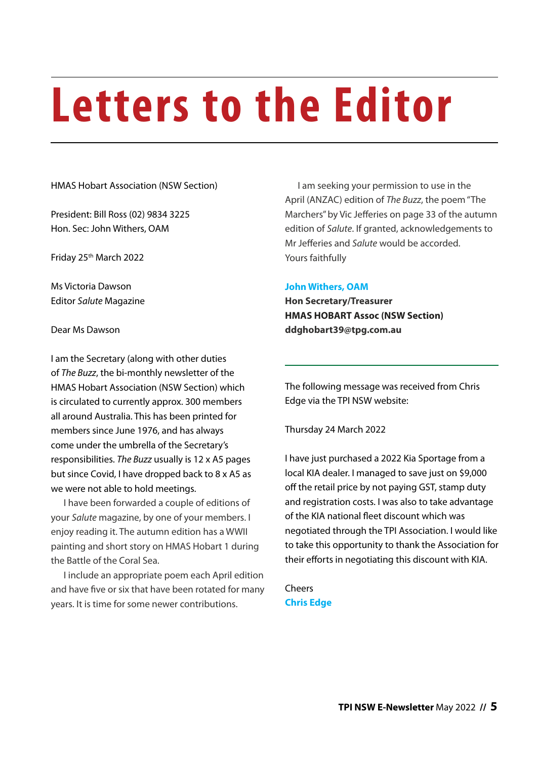# Letters to the Editor

HMAS Hobart Association (NSW Section)

President: Bill Ross (02) 9834 3225
Hon. Sec: John Withers, OAM

Friday 25th March 2022

Ms Victoria Dawson
Editor *Salute* Magazine

Dear Ms Dawson

I am the Secretary (along with other duties of *The Buzz*, the bi-monthly newsletter of the HMAS Hobart Association (NSW Section) which is circulated to currently approx. 300 members all around Australia. This has been printed for members since June 1976, and has always come under the umbrella of the Secretary's responsibilities. *The Buzz* usually is 12 x A5 pages but since Covid, I have dropped back to 8 x A5 as we were not able to hold meetings.

I have been forwarded a couple of editions of your *Salute* magazine, by one of your members. I enjoy reading it. The autumn edition has a WWII painting and short story on HMAS Hobart 1 during the Battle of the Coral Sea.

I include an appropriate poem each April edition and have five or six that have been rotated for many years. It is time for some newer contributions.

I am seeking your permission to use in the April (ANZAC) edition of *The Buzz*, the poem "The Marchers" by Vic Jefferies on page 33 of the autumn edition of *Salute*. If granted, acknowledgements to Mr Jefferies and *Salute* would be accorded.

Yours faithfully

**John Withers, OAM**
**Hon Secretary/Treasurer**
**HMAS HOBART Assoc (NSW Section)**
**ddghobart39@tpg.com.au**

---

The following message was received from Chris Edge via the TPI NSW website:

Thursday 24 March 2022

I have just purchased a 2022 Kia Sportage from a local KIA dealer. I managed to save just on $9,000 off the retail price by not paying GST, stamp duty and registration costs. I was also to take advantage of the KIA national fleet discount which was negotiated through the TPI Association. I would like to take this opportunity to thank the Association for their efforts in negotiating this discount with KIA.

Cheers
**Chris Edge**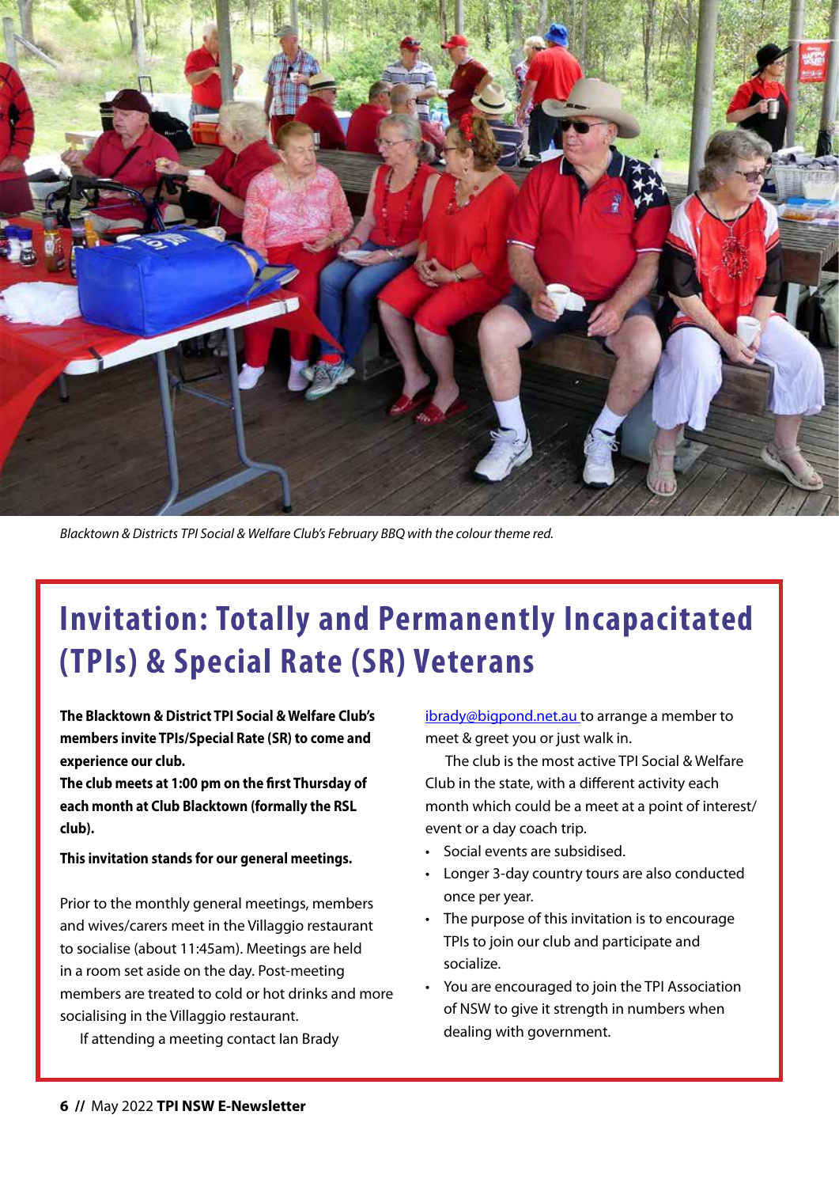*Blacktown & Districts TPI Social & Welfare Club's February BBQ with the colour theme red.*

# Invitation: Totally and Permanently Incapacitated (TPIs) & Special Rate (SR) Veterans

**The Blacktown & District TPI Social & Welfare Club's members invite TPIs/Special Rate (SR) to come and experience our club.**

**The club meets at 1:00 pm on the first Thursday of each month at Club Blacktown (formally the RSL club).**

**This invitation stands for our general meetings.**

Prior to the monthly general meetings, members and wives/carers meet in the Villaggio restaurant to socialise (about 11:45am). Meetings are held in a room set aside on the day. Post-meeting members are treated to cold or hot drinks and more socialising in the Villaggio restaurant.

If attending a meeting contact Ian Brady ibrady@bigpond.net.au to arrange a member to meet & greet you or just walk in.

The club is the most active TPI Social & Welfare Club in the state, with a different activity each month which could be a meet at a point of interest/ event or a day coach trip.

- Social events are subsidised.
- Longer 3-day country tours are also conducted once per year.
- The purpose of this invitation is to encourage TPIs to join our club and participate and socialize.
- You are encouraged to join the TPI Association of NSW to give it strength in numbers when dealing with government.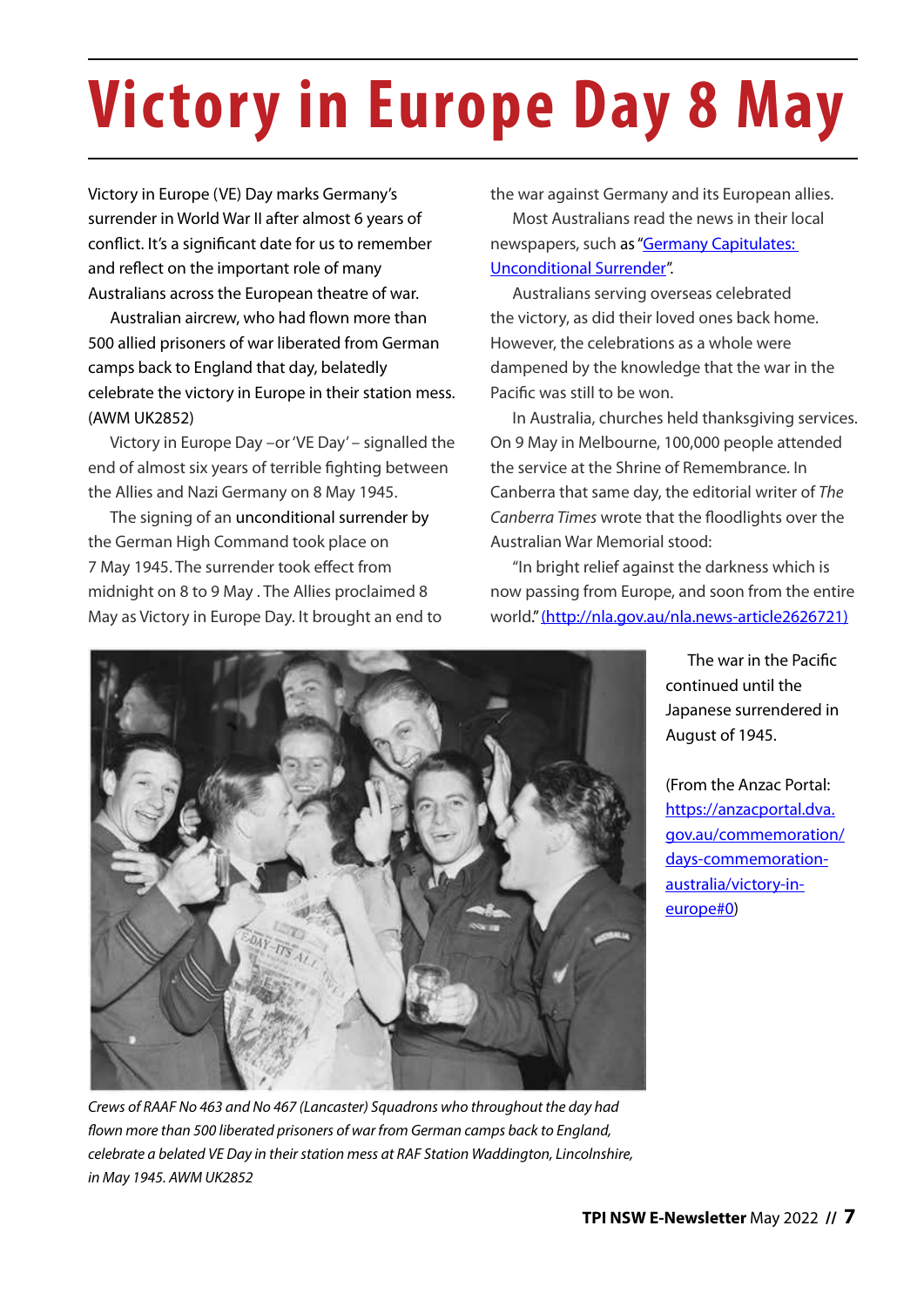# Victory in Europe Day 8 May

Victory in Europe (VE) Day marks Germany's surrender in World War II after almost 6 years of conflict. It's a significant date for us to remember and reflect on the important role of many Australians across the European theatre of war.

Australian aircrew, who had flown more than 500 allied prisoners of war liberated from German camps back to England that day, belatedly celebrate the victory in Europe in their station mess. (AWM UK2852)

Victory in Europe Day –or 'VE Day' – signalled the end of almost six years of terrible fighting between the Allies and Nazi Germany on 8 May 1945.

The signing of an unconditional surrender by the German High Command took place on 7 May 1945. The surrender took effect from midnight on 8 to 9 May . The Allies proclaimed 8 May as Victory in Europe Day. It brought an end to the war against Germany and its European allies.

Most Australians read the news in their local newspapers, such as "[Germany Capitulates: Unconditional Surrender](#)".

Australians serving overseas celebrated the victory, as did their loved ones back home. However, the celebrations as a whole were dampened by the knowledge that the war in the Pacific was still to be won.

In Australia, churches held thanksgiving services. On 9 May in Melbourne, 100,000 people attended the service at the Shrine of Remembrance. In Canberra that same day, the editorial writer of *The Canberra Times* wrote that the floodlights over the Australian War Memorial stood:

"In bright relief against the darkness which is now passing from Europe, and soon from the entire world." (http://nla.gov.au/nla.news-article2626721)

*Crews of RAAF No 463 and No 467 (Lancaster) Squadrons who throughout the day had flown more than 500 liberated prisoners of war from German camps back to England, celebrate a belated VE Day in their station mess at RAF Station Waddington, Lincolnshire, in May 1945. AWM UK2852*

The war in the Pacific continued until the Japanese surrendered in August of 1945.

(From the Anzac Portal: https://anzacportal.dva.gov.au/commemoration/days-commemoration-australia/victory-in-europe#0)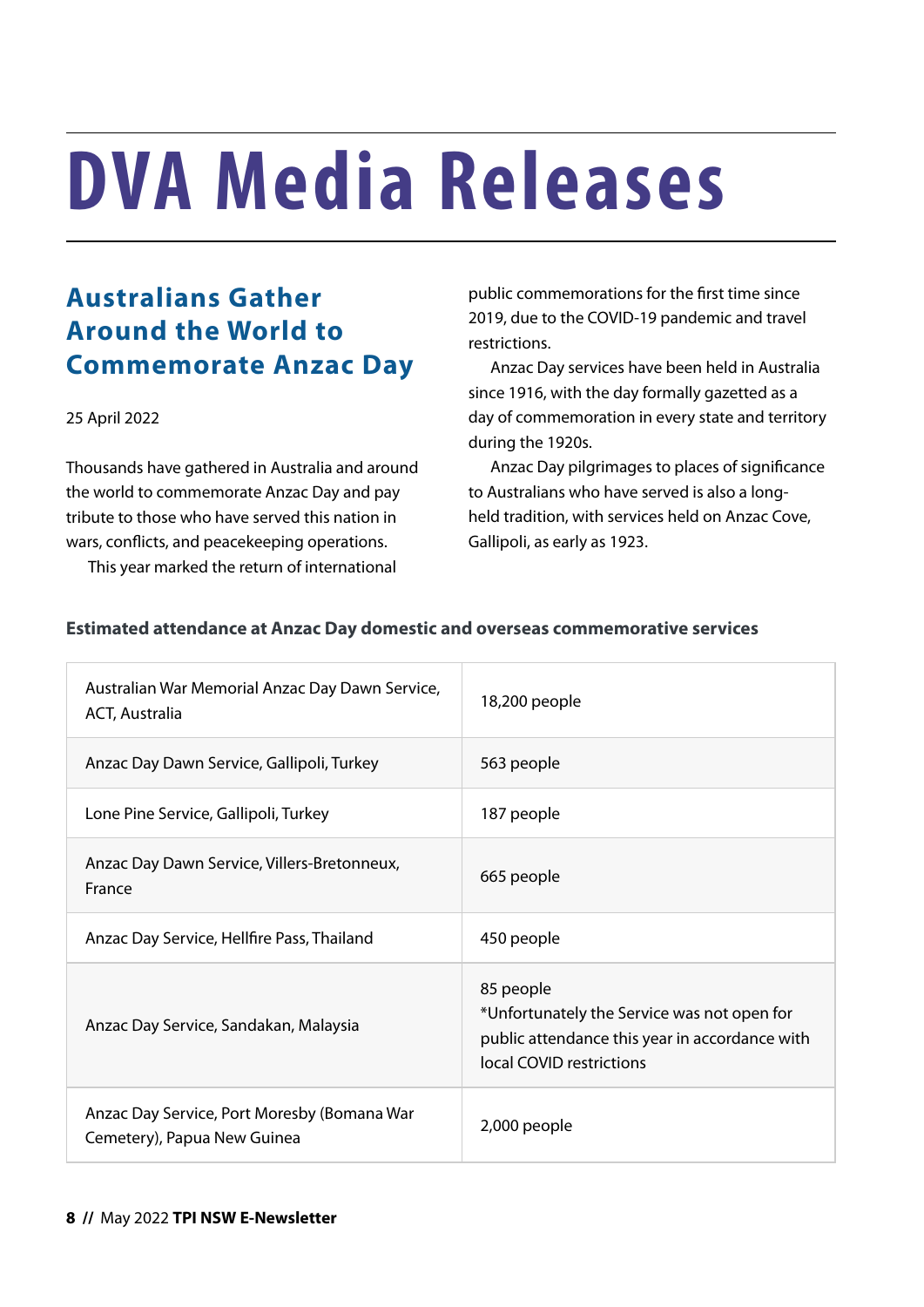# DVA Media Releases

## Australians Gather Around the World to Commemorate Anzac Day

25 April 2022

Thousands have gathered in Australia and around the world to commemorate Anzac Day and pay tribute to those who have served this nation in wars, conflicts, and peacekeeping operations.

This year marked the return of international public commemorations for the first time since 2019, due to the COVID-19 pandemic and travel restrictions.

Anzac Day services have been held in Australia since 1916, with the day formally gazetted as a day of commemoration in every state and territory during the 1920s.

Anzac Day pilgrimages to places of significance to Australians who have served is also a long-held tradition, with services held on Anzac Cove, Gallipoli, as early as 1923.

**Estimated attendance at Anzac Day domestic and overseas commemorative services**

| Service | Attendance |
|---|---|
| Australian War Memorial Anzac Day Dawn Service, ACT, Australia | 18,200 people |
| Anzac Day Dawn Service, Gallipoli, Turkey | 563 people |
| Lone Pine Service, Gallipoli, Turkey | 187 people |
| Anzac Day Dawn Service, Villers-Bretonneux, France | 665 people |
| Anzac Day Service, Hellfire Pass, Thailand | 450 people |
| Anzac Day Service, Sandakan, Malaysia | 85 people<br>*Unfortunately the Service was not open for public attendance this year in accordance with local COVID restrictions |
| Anzac Day Service, Port Moresby (Bomana War Cemetery), Papua New Guinea | 2,000 people |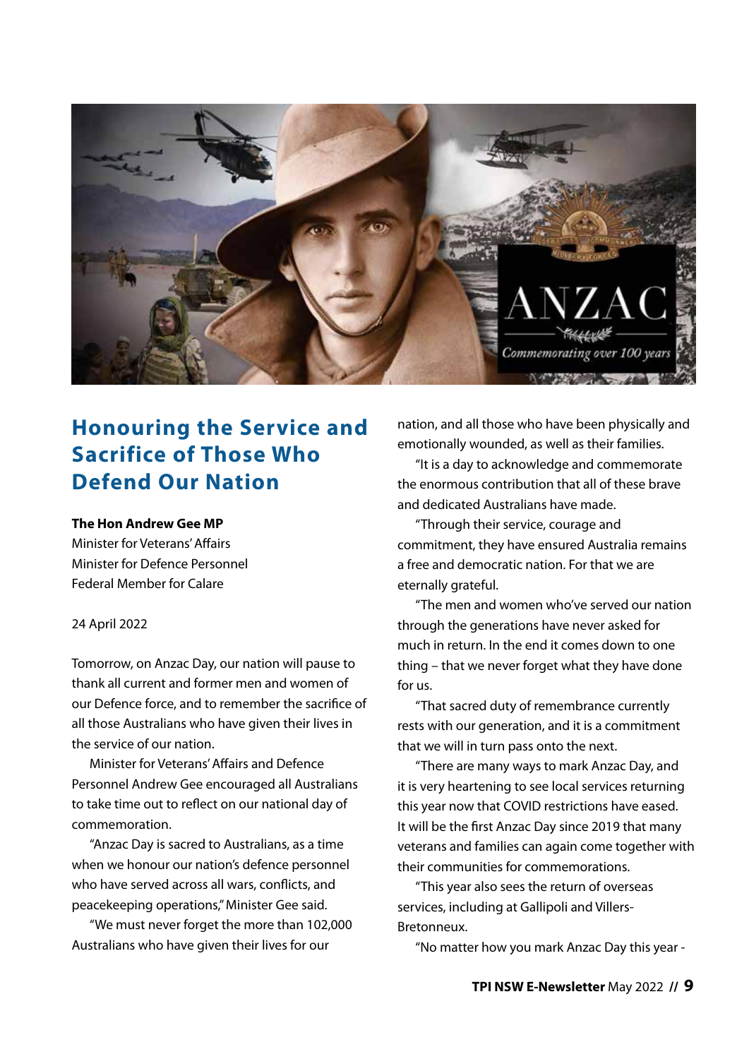## Honouring the Service and Sacrifice of Those Who Defend Our Nation

**The Hon Andrew Gee MP**
Minister for Veterans' Affairs
Minister for Defence Personnel
Federal Member for Calare

24 April 2022

Tomorrow, on Anzac Day, our nation will pause to thank all current and former men and women of our Defence force, and to remember the sacrifice of all those Australians who have given their lives in the service of our nation.

Minister for Veterans' Affairs and Defence Personnel Andrew Gee encouraged all Australians to take time out to reflect on our national day of commemoration.

"Anzac Day is sacred to Australians, as a time when we honour our nation's defence personnel who have served across all wars, conflicts, and peacekeeping operations," Minister Gee said.

"We must never forget the more than 102,000 Australians who have given their lives for our nation, and all those who have been physically and emotionally wounded, as well as their families.

"It is a day to acknowledge and commemorate the enormous contribution that all of these brave and dedicated Australians have made.

"Through their service, courage and commitment, they have ensured Australia remains a free and democratic nation. For that we are eternally grateful.

"The men and women who've served our nation through the generations have never asked for much in return. In the end it comes down to one thing – that we never forget what they have done for us.

"That sacred duty of remembrance currently rests with our generation, and it is a commitment that we will in turn pass onto the next.

"There are many ways to mark Anzac Day, and it is very heartening to see local services returning this year now that COVID restrictions have eased. It will be the first Anzac Day since 2019 that many veterans and families can again come together with their communities for commemorations.

"This year also sees the return of overseas services, including at Gallipoli and Villers-Bretonneux.

"No matter how you mark Anzac Day this year -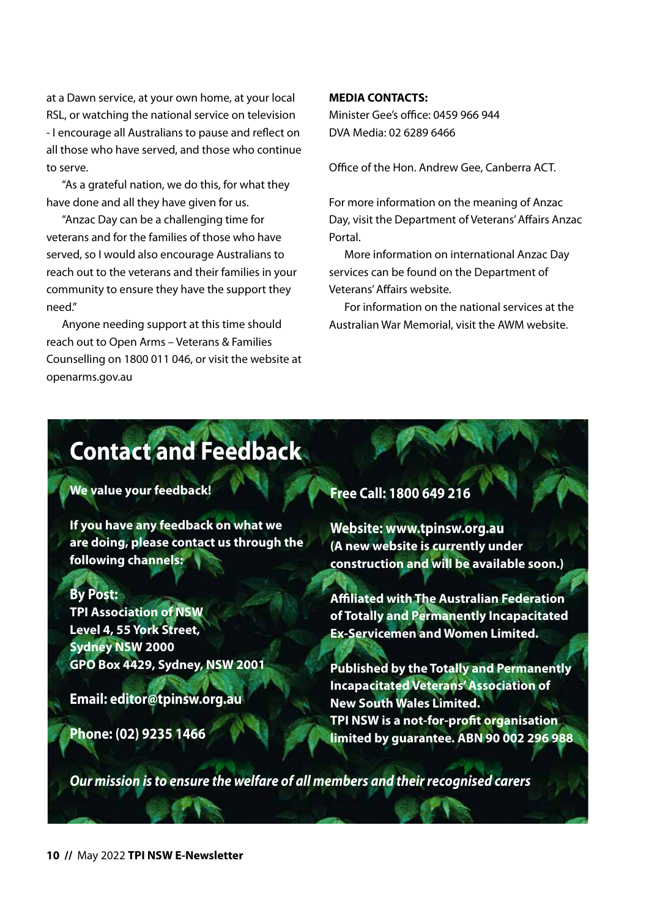at a Dawn service, at your own home, at your local RSL, or watching the national service on television - I encourage all Australians to pause and reflect on all those who have served, and those who continue to serve.

"As a grateful nation, we do this, for what they have done and all they have given for us.

"Anzac Day can be a challenging time for veterans and for the families of those who have served, so I would also encourage Australians to reach out to the veterans and their families in your community to ensure they have the support they need."

Anyone needing support at this time should reach out to Open Arms – Veterans & Families Counselling on 1800 011 046, or visit the website at openarms.gov.au

**MEDIA CONTACTS:**
Minister Gee's office: 0459 966 944
DVA Media: 02 6289 6466

Office of the Hon. Andrew Gee, Canberra ACT.

For more information on the meaning of Anzac Day, visit the Department of Veterans' Affairs Anzac Portal.

More information on international Anzac Day services can be found on the Department of Veterans' Affairs website.

For information on the national services at the Australian War Memorial, visit the AWM website.

## Contact and Feedback

**We value your feedback!**

**If you have any feedback on what we are doing, please contact us through the following channels:**

**By Post:**
**TPI Association of NSW**
**Level 4, 55 York Street,**
**Sydney NSW 2000**
**GPO Box 4429, Sydney, NSW 2001**

**Email: editor@tpinsw.org.au**

**Phone: (02) 9235 1466**

**Free Call: 1800 649 216**

**Website: www.tpinsw.org.au**
**(A new website is currently under construction and will be available soon.)**

**Affiliated with The Australian Federation of Totally and Permanently Incapacitated Ex-Servicemen and Women Limited.**

**Published by the Totally and Permanently Incapacitated Veterans' Association of New South Wales Limited.**
**TPI NSW is a not-for-profit organisation limited by guarantee. ABN 90 002 296 988**

***Our mission is to ensure the welfare of all members and their recognised carers***